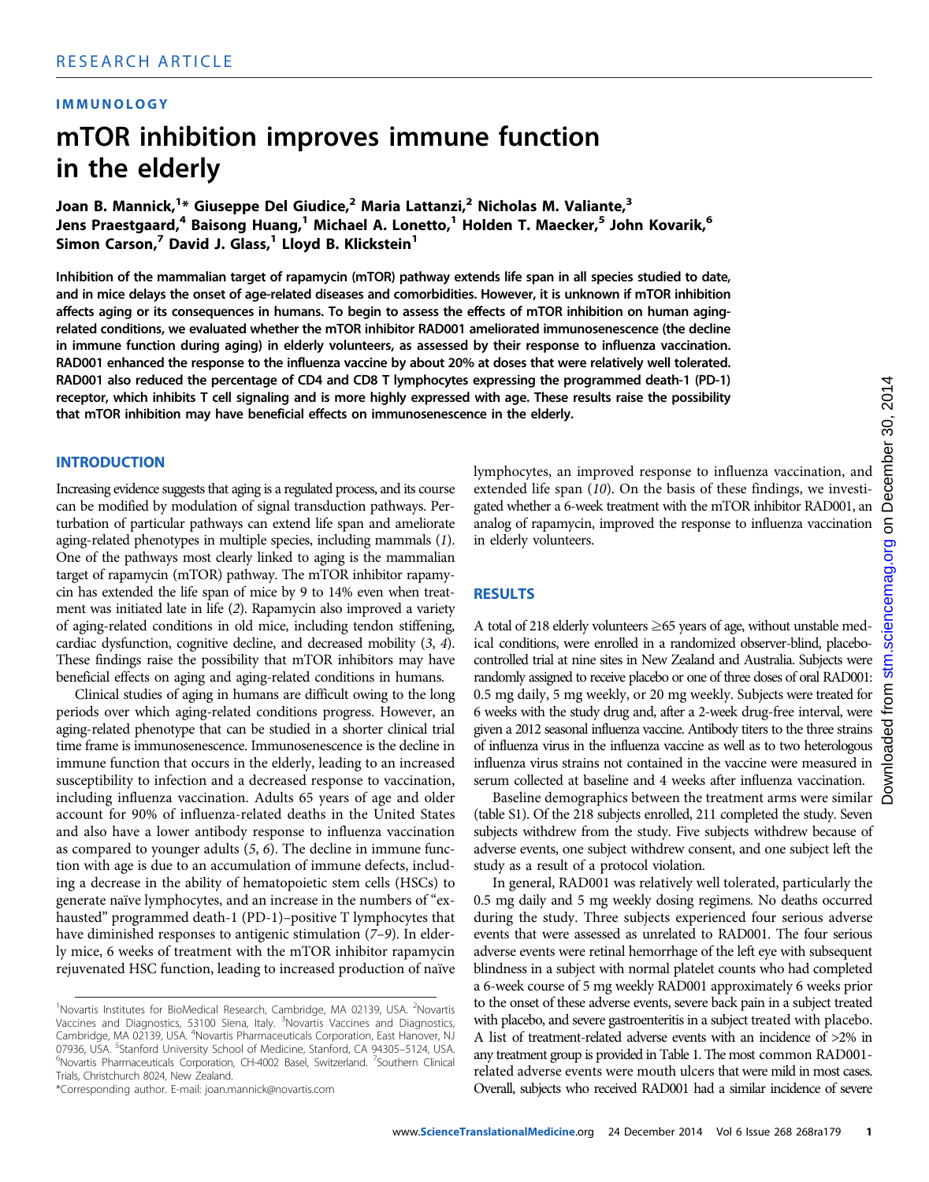RESEARCH ARTICLE

IMMUNOLOGY

# mTOR inhibition improves immune function in the elderly

Joan B. Mannick,[1]* Giuseppe Del Giudice,[2] Maria Lattanzi,[2] Nicholas M. Valiante,[3] Jens Praestgaard,[4] Baisong Huang,[1] Michael A. Lonetto,[1] Holden T. Maecker,[5] John Kovarik,[6] Simon Carson,[7] David J. Glass,[1] Lloyd B. Klickstein[1]

**Inhibition of the mammalian target of rapamycin (mTOR) pathway extends life span in all species studied to date, and in mice delays the onset of age-related diseases and comorbidities. However, it is unknown if mTOR inhibition affects aging or its consequences in humans. To begin to assess the effects of mTOR inhibition on human aging-related conditions, we evaluated whether the mTOR inhibitor RAD001 ameliorated immunosenescence (the decline in immune function during aging) in elderly volunteers, as assessed by their response to influenza vaccination. RAD001 enhanced the response to the influenza vaccine by about 20% at doses that were relatively well tolerated. RAD001 also reduced the percentage of CD4 and CD8 T lymphocytes expressing the programmed death-1 (PD-1) receptor, which inhibits T cell signaling and is more highly expressed with age. These results raise the possibility that mTOR inhibition may have beneficial effects on immunosenescence in the elderly.**

## INTRODUCTION

Increasing evidence suggests that aging is a regulated process, and its course can be modified by modulation of signal transduction pathways. Perturbation of particular pathways can extend life span and ameliorate aging-related phenotypes in multiple species, including mammals (*1*). One of the pathways most clearly linked to aging is the mammalian target of rapamycin (mTOR) pathway. The mTOR inhibitor rapamycin has extended the life span of mice by 9 to 14% even when treatment was initiated late in life (*2*). Rapamycin also improved a variety of aging-related conditions in old mice, including tendon stiffening, cardiac dysfunction, cognitive decline, and decreased mobility (*3*, *4*). These findings raise the possibility that mTOR inhibitors may have beneficial effects on aging and aging-related conditions in humans.

Clinical studies of aging in humans are difficult owing to the long periods over which aging-related conditions progress. However, an aging-related phenotype that can be studied in a shorter clinical trial time frame is immunosenescence. Immunosenescence is the decline in immune function that occurs in the elderly, leading to an increased susceptibility to infection and a decreased response to vaccination, including influenza vaccination. Adults 65 years of age and older account for 90% of influenza-related deaths in the United States and also have a lower antibody response to influenza vaccination as compared to younger adults (*5*, *6*). The decline in immune function with age is due to an accumulation of immune defects, including a decrease in the ability of hematopoietic stem cells (HSCs) to generate naïve lymphocytes, and an increase in the numbers of "exhausted" programmed death-1 (PD-1)–positive T lymphocytes that have diminished responses to antigenic stimulation (*7*–*9*). In elderly mice, 6 weeks of treatment with the mTOR inhibitor rapamycin rejuvenated HSC function, leading to increased production of naïve lymphocytes, an improved response to influenza vaccination, and extended life span (*10*). On the basis of these findings, we investigated whether a 6-week treatment with the mTOR inhibitor RAD001, an analog of rapamycin, improved the response to influenza vaccination in elderly volunteers.

## RESULTS

A total of 218 elderly volunteers ≥65 years of age, without unstable medical conditions, were enrolled in a randomized observer-blind, placebo-controlled trial at nine sites in New Zealand and Australia. Subjects were randomly assigned to receive placebo or one of three doses of oral RAD001: 0.5 mg daily, 5 mg weekly, or 20 mg weekly. Subjects were treated for 6 weeks with the study drug and, after a 2-week drug-free interval, were given a 2012 seasonal influenza vaccine. Antibody titers to the three strains of influenza virus in the influenza vaccine as well as to two heterologous influenza virus strains not contained in the vaccine were measured in serum collected at baseline and 4 weeks after influenza vaccination.

Baseline demographics between the treatment arms were similar (table S1). Of the 218 subjects enrolled, 211 completed the study. Seven subjects withdrew from the study. Five subjects withdrew because of adverse events, one subject withdrew consent, and one subject left the study as a result of a protocol violation.

In general, RAD001 was relatively well tolerated, particularly the 0.5 mg daily and 5 mg weekly dosing regimens. No deaths occurred during the study. Three subjects experienced four serious adverse events that were assessed as unrelated to RAD001. The four serious adverse events were retinal hemorrhage of the left eye with subsequent blindness in a subject with normal platelet counts who had completed a 6-week course of 5 mg weekly RAD001 approximately 6 weeks prior to the onset of these adverse events, severe back pain in a subject treated with placebo, and severe gastroenteritis in a subject treated with placebo. A list of treatment-related adverse events with an incidence of >2% in any treatment group is provided in Table 1. The most common RAD001-related adverse events were mouth ulcers that were mild in most cases. Overall, subjects who received RAD001 had a similar incidence of severe

[1]Novartis Institutes for BioMedical Research, Cambridge, MA 02139, USA. [2]Novartis Vaccines and Diagnostics, 53100 Siena, Italy. [3]Novartis Vaccines and Diagnostics, Cambridge, MA 02139, USA. [4]Novartis Pharmaceuticals Corporation, East Hanover, NJ 07936, USA. [5]Stanford University School of Medicine, Stanford, CA 94305–5124, USA. [6]Novartis Pharmaceuticals Corporation, CH-4002 Basel, Switzerland. [7]Southern Clinical Trials, Christchurch 8024, New Zealand.

*Corresponding author. E-mail: joan.mannick@novartis.com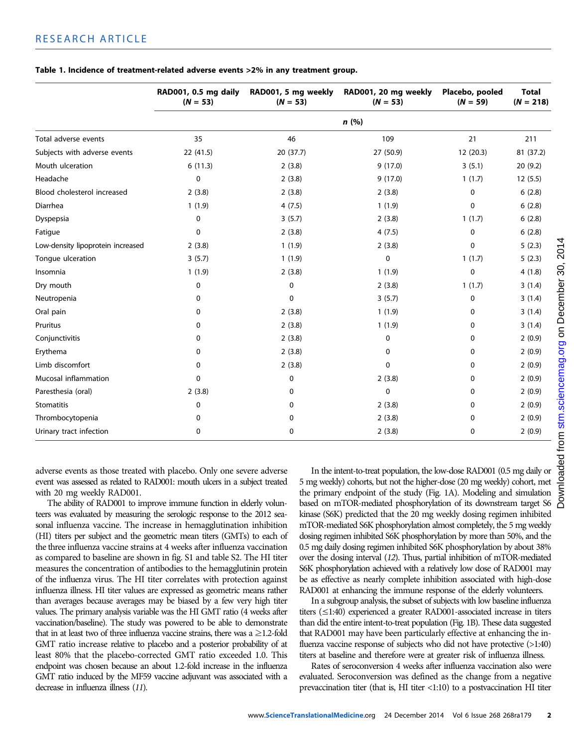**Table 1. Incidence of treatment-related adverse events >2% in any treatment group.**

| | RAD001, 0.5 mg daily (N = 53) | RAD001, 5 mg weekly (N = 53) | RAD001, 20 mg weekly (N = 53) | Placebo, pooled (N = 59) | Total (N = 218) |
|---|---|---|---|---|---|
| | n (%) | | | | |
| Total adverse events | 35 | 46 | 109 | 21 | 211 |
| Subjects with adverse events | 22 (41.5) | 20 (37.7) | 27 (50.9) | 12 (20.3) | 81 (37.2) |
| Mouth ulceration | 6 (11.3) | 2 (3.8) | 9 (17.0) | 3 (5.1) | 20 (9.2) |
| Headache | 0 | 2 (3.8) | 9 (17.0) | 1 (1.7) | 12 (5.5) |
| Blood cholesterol increased | 2 (3.8) | 2 (3.8) | 2 (3.8) | 0 | 6 (2.8) |
| Diarrhea | 1 (1.9) | 4 (7.5) | 1 (1.9) | 0 | 6 (2.8) |
| Dyspepsia | 0 | 3 (5.7) | 2 (3.8) | 1 (1.7) | 6 (2.8) |
| Fatigue | 0 | 2 (3.8) | 4 (7.5) | 0 | 6 (2.8) |
| Low-density lipoprotein increased | 2 (3.8) | 1 (1.9) | 2 (3.8) | 0 | 5 (2.3) |
| Tongue ulceration | 3 (5.7) | 1 (1.9) | 0 | 1 (1.7) | 5 (2.3) |
| Insomnia | 1 (1.9) | 2 (3.8) | 1 (1.9) | 0 | 4 (1.8) |
| Dry mouth | 0 | 0 | 2 (3.8) | 1 (1.7) | 3 (1.4) |
| Neutropenia | 0 | 0 | 3 (5.7) | 0 | 3 (1.4) |
| Oral pain | 0 | 2 (3.8) | 1 (1.9) | 0 | 3 (1.4) |
| Pruritus | 0 | 2 (3.8) | 1 (1.9) | 0 | 3 (1.4) |
| Conjunctivitis | 0 | 2 (3.8) | 0 | 0 | 2 (0.9) |
| Erythema | 0 | 2 (3.8) | 0 | 0 | 2 (0.9) |
| Limb discomfort | 0 | 2 (3.8) | 0 | 0 | 2 (0.9) |
| Mucosal inflammation | 0 | 0 | 2 (3.8) | 0 | 2 (0.9) |
| Paresthesia (oral) | 2 (3.8) | 0 | 0 | 0 | 2 (0.9) |
| Stomatitis | 0 | 0 | 2 (3.8) | 0 | 2 (0.9) |
| Thrombocytopenia | 0 | 0 | 2 (3.8) | 0 | 2 (0.9) |
| Urinary tract infection | 0 | 0 | 2 (3.8) | 0 | 2 (0.9) |

adverse events as those treated with placebo. Only one severe adverse event was assessed as related to RAD001: mouth ulcers in a subject treated with 20 mg weekly RAD001.

The ability of RAD001 to improve immune function in elderly volunteers was evaluated by measuring the serologic response to the 2012 seasonal influenza vaccine. The increase in hemagglutination inhibition (HI) titers per subject and the geometric mean titers (GMTs) to each of the three influenza vaccine strains at 4 weeks after influenza vaccination as compared to baseline are shown in fig. S1 and table S2. The HI titer measures the concentration of antibodies to the hemagglutinin protein of the influenza virus. The HI titer correlates with protection against influenza illness. HI titer values are expressed as geometric means rather than averages because averages may be biased by a few very high titer values. The primary analysis variable was the HI GMT ratio (4 weeks after vaccination/baseline). The study was powered to be able to demonstrate that in at least two of three influenza vaccine strains, there was a ≥1.2-fold GMT ratio increase relative to placebo and a posterior probability of at least 80% that the placebo-corrected GMT ratio exceeded 1.0. This endpoint was chosen because an about 1.2-fold increase in the influenza GMT ratio induced by the MF59 vaccine adjuvant was associated with a decrease in influenza illness (11).

In the intent-to-treat population, the low-dose RAD001 (0.5 mg daily or 5 mg weekly) cohorts, but not the higher-dose (20 mg weekly) cohort, met the primary endpoint of the study (Fig. 1A). Modeling and simulation based on mTOR-mediated phosphorylation of its downstream target S6 kinase (S6K) predicted that the 20 mg weekly dosing regimen inhibited mTOR-mediated S6K phosphorylation almost completely, the 5 mg weekly dosing regimen inhibited S6K phosphorylation by more than 50%, and the 0.5 mg daily dosing regimen inhibited S6K phosphorylation by about 38% over the dosing interval (12). Thus, partial inhibition of mTOR-mediated S6K phosphorylation achieved with a relatively low dose of RAD001 may be as effective as nearly complete inhibition associated with high-dose RAD001 at enhancing the immune response of the elderly volunteers.

In a subgroup analysis, the subset of subjects with low baseline influenza titers (≤1:40) experienced a greater RAD001-associated increase in titers than did the entire intent-to-treat population (Fig. 1B). These data suggested that RAD001 may have been particularly effective at enhancing the influenza vaccine response of subjects who did not have protective (>1:40) titers at baseline and therefore were at greater risk of influenza illness.

Rates of seroconversion 4 weeks after influenza vaccination also were evaluated. Seroconversion was defined as the change from a negative prevaccination titer (that is, HI titer <1:10) to a postvaccination HI titer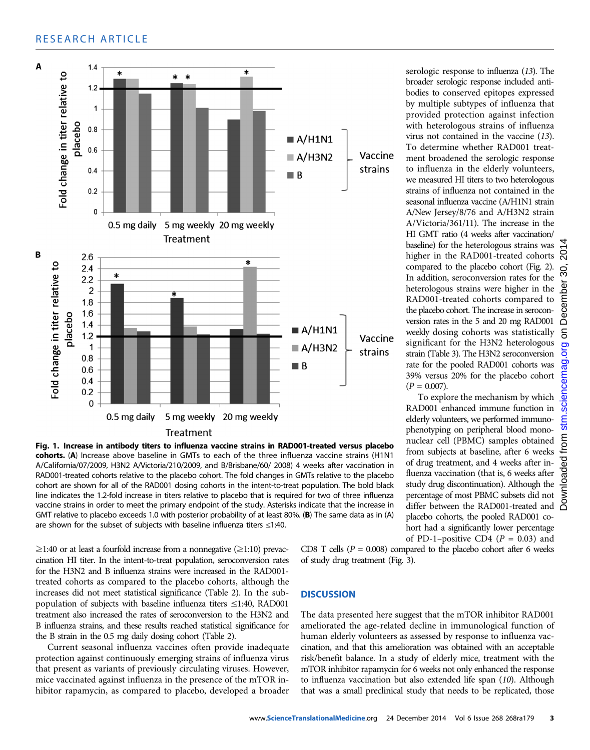**Fig. 1. Increase in antibody titers to influenza vaccine strains in RAD001-treated versus placebo cohorts.** (**A**) Increase above baseline in GMTs to each of the three influenza vaccine strains (H1N1 A/California/07/2009, H3N2 A/Victoria/210/2009, and B/Brisbane/60/ 2008) 4 weeks after vaccination in RAD001-treated cohorts relative to the placebo cohort. The fold changes in GMTs relative to the placebo cohort are shown for all of the RAD001 dosing cohorts in the intent-to-treat population. The bold black line indicates the 1.2-fold increase in titers relative to placebo that is required for two of three influenza vaccine strains in order to meet the primary endpoint of the study. Asterisks indicate that the increase in GMT relative to placebo exceeds 1.0 with posterior probability of at least 80%. (**B**) The same data as in (A) are shown for the subset of subjects with baseline influenza titers ≤1:40.

≥1:40 or at least a fourfold increase from a nonnegative (≥1:10) prevaccination HI titer. In the intent-to-treat population, seroconversion rates for the H3N2 and B influenza strains were increased in the RAD001-treated cohorts as compared to the placebo cohorts, although the increases did not meet statistical significance (Table 2). In the subpopulation of subjects with baseline influenza titers ≤1:40, RAD001 treatment also increased the rates of seroconversion to the H3N2 and B influenza strains, and these results reached statistical significance for the B strain in the 0.5 mg daily dosing cohort (Table 2).

Current seasonal influenza vaccines often provide inadequate protection against continuously emerging strains of influenza virus that present as variants of previously circulating viruses. However, mice vaccinated against influenza in the presence of the mTOR inhibitor rapamycin, as compared to placebo, developed a broader serologic response to influenza (*13*). The broader serologic response included antibodies to conserved epitopes expressed by multiple subtypes of influenza that provided protection against infection with heterologous strains of influenza virus not contained in the vaccine (*13*). To determine whether RAD001 treatment broadened the serologic response to influenza in the elderly volunteers, we measured HI titers to two heterologous strains of influenza not contained in the seasonal influenza vaccine (A/H1N1 strain A/New Jersey/8/76 and A/H3N2 strain A/Victoria/361/11). The increase in the HI GMT ratio (4 weeks after vaccination/baseline) for the heterologous strains was higher in the RAD001-treated cohorts compared to the placebo cohort (Fig. 2). In addition, seroconversion rates for the heterologous strains were higher in the RAD001-treated cohorts compared to the placebo cohort. The increase in seroconversion rates in the 5 and 20 mg RAD001 weekly dosing cohorts was statistically significant for the H3N2 heterologous strain (Table 3). The H3N2 seroconversion rate for the pooled RAD001 cohorts was 39% versus 20% for the placebo cohort ($P$ = 0.007).

To explore the mechanism by which RAD001 enhanced immune function in elderly volunteers, we performed immunophenotyping on peripheral blood mononuclear cell (PBMC) samples obtained from subjects at baseline, after 6 weeks of drug treatment, and 4 weeks after influenza vaccination (that is, 6 weeks after study drug discontinuation). Although the percentage of most PBMC subsets did not differ between the RAD001-treated and placebo cohorts, the pooled RAD001 cohort had a significantly lower percentage of PD-1–positive CD4 ($P$ = 0.03) and CD8 T cells ($P$ = 0.008) compared to the placebo cohort after 6 weeks of study drug treatment (Fig. 3).

## DISCUSSION

The data presented here suggest that the mTOR inhibitor RAD001 ameliorated the age-related decline in immunological function of human elderly volunteers as assessed by response to influenza vaccination, and that this amelioration was obtained with an acceptable risk/benefit balance. In a study of elderly mice, treatment with the mTOR inhibitor rapamycin for 6 weeks not only enhanced the response to influenza vaccination but also extended life span (*10*). Although that was a small preclinical study that needs to be replicated, those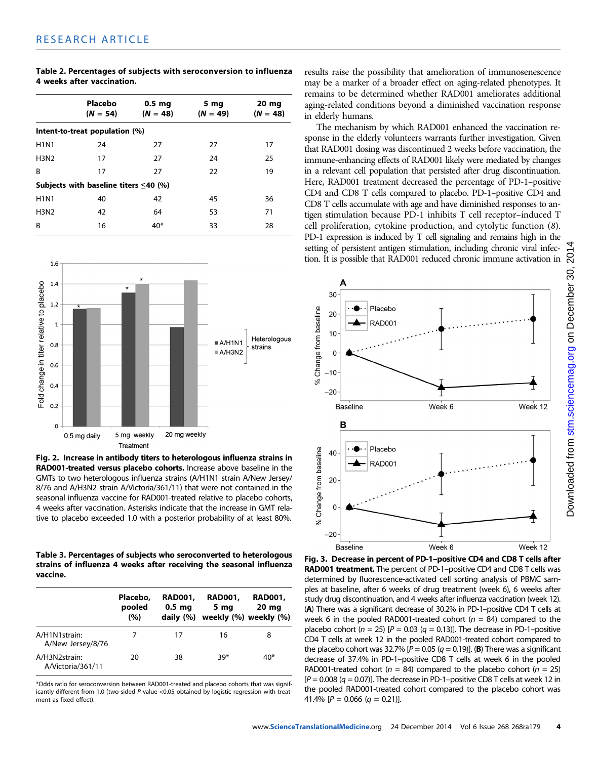**Table 2. Percentages of subjects with seroconversion to influenza 4 weeks after vaccination.**

| | Placebo (N = 54) | 0.5 mg (N = 48) | 5 mg (N = 49) | 20 mg (N = 48) |
|---|---|---|---|---|
| **Intent-to-treat population (%)** | | | | |
| H1N1 | 24 | 27 | 27 | 17 |
| H3N2 | 17 | 27 | 24 | 25 |
| B | 17 | 27 | 22 | 19 |
| **Subjects with baseline titers ≤40 (%)** | | | | |
| H1N1 | 40 | 42 | 45 | 36 |
| H3N2 | 42 | 64 | 53 | 71 |
| B | 16 | 40* | 33 | 28 |

**Fig. 2. Increase in antibody titers to heterologous influenza strains in RAD001-treated versus placebo cohorts.** Increase above baseline in the GMTs to two heterologous influenza strains (A/H1N1 strain A/New Jersey/8/76 and A/H3N2 strain A/Victoria/361/11) that were not contained in the seasonal influenza vaccine for RAD001-treated relative to placebo cohorts, 4 weeks after vaccination. Asterisks indicate that the increase in GMT relative to placebo exceeded 1.0 with a posterior probability of at least 80%.

**Table 3. Percentages of subjects who seroconverted to heterologous strains of influenza 4 weeks after receiving the seasonal influenza vaccine.**

| | Placebo, pooled (%) | RAD001, 0.5 mg daily (%) | RAD001, 5 mg weekly (%) | RAD001, 20 mg weekly (%) |
|---|---|---|---|---|
| A/H1N1strain: A/New Jersey/8/76 | 7 | 17 | 16 | 8 |
| A/H3N2strain: A/Victoria/361/11 | 20 | 38 | 39* | 40* |

*Odds ratio for seroconversion between RAD001-treated and placebo cohorts that was significantly different from 1.0 (two-sided P value <0.05 obtained by logistic regression with treatment as fixed effect).

results raise the possibility that amelioration of immunosenescence may be a marker of a broader effect on aging-related phenotypes. It remains to be determined whether RAD001 ameliorates additional aging-related conditions beyond a diminished vaccination response in elderly humans.

The mechanism by which RAD001 enhanced the vaccination response in the elderly volunteers warrants further investigation. Given that RAD001 dosing was discontinued 2 weeks before vaccination, the immune-enhancing effects of RAD001 likely were mediated by changes in a relevant cell population that persisted after drug discontinuation. Here, RAD001 treatment decreased the percentage of PD-1–positive CD4 and CD8 T cells compared to placebo. PD-1–positive CD4 and CD8 T cells accumulate with age and have diminished responses to antigen stimulation because PD-1 inhibits T cell receptor–induced T cell proliferation, cytokine production, and cytolytic function (*8*). PD-1 expression is induced by T cell signaling and remains high in the setting of persistent antigen stimulation, including chronic viral infection. It is possible that RAD001 reduced chronic immune activation in

**Fig. 3. Decrease in percent of PD-1–positive CD4 and CD8 T cells after RAD001 treatment.** The percent of PD-1–positive CD4 and CD8 T cells was determined by fluorescence-activated cell sorting analysis of PBMC samples at baseline, after 6 weeks of drug treatment (week 6), 6 weeks after study drug discontinuation, and 4 weeks after influenza vaccination (week 12). (**A**) There was a significant decrease of 30.2% in PD-1–positive CD4 T cells at week 6 in the pooled RAD001-treated cohort (n = 84) compared to the placebo cohort (n = 25) [P = 0.03 (q = 0.13)]. The decrease in PD-1–positive CD4 T cells at week 12 in the pooled RAD001-treated cohort compared to the placebo cohort was 32.7% [P = 0.05 (q = 0.19)]. (**B**) There was a significant decrease of 37.4% in PD-1–positive CD8 T cells at week 6 in the pooled RAD001-treated cohort (n = 84) compared to the placebo cohort (n = 25) [P = 0.008 (q = 0.07)]. The decrease in PD-1–positive CD8 T cells at week 12 in the pooled RAD001-treated cohort compared to the placebo cohort was 41.4% [P = 0.066 (q = 0.21)].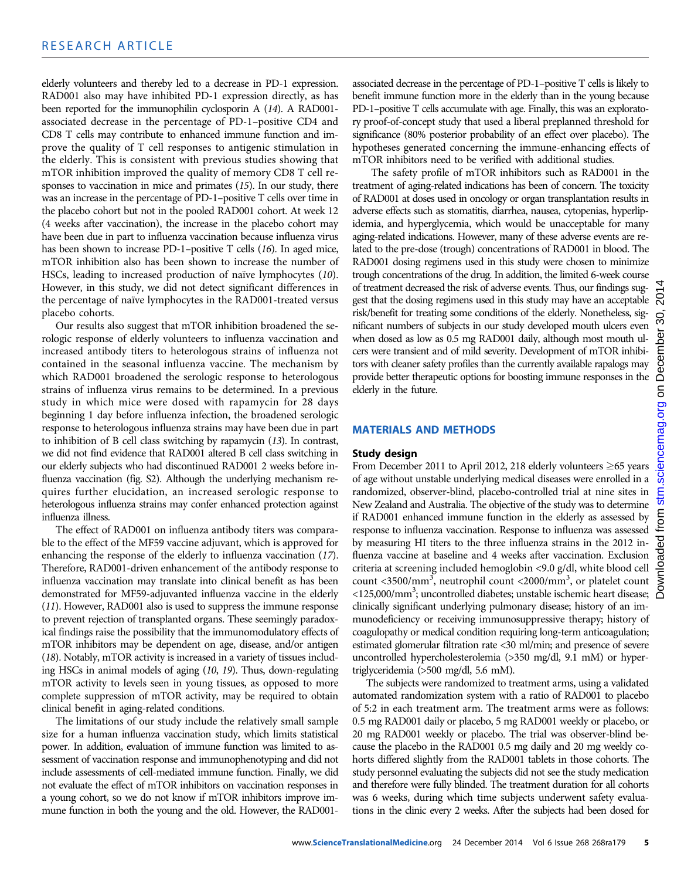elderly volunteers and thereby led to a decrease in PD-1 expression. RAD001 also may have inhibited PD-1 expression directly, as has been reported for the immunophilin cyclosporin A (14). A RAD001-associated decrease in the percentage of PD-1–positive CD4 and CD8 T cells may contribute to enhanced immune function and improve the quality of T cell responses to antigenic stimulation in the elderly. This is consistent with previous studies showing that mTOR inhibition improved the quality of memory CD8 T cell responses to vaccination in mice and primates (15). In our study, there was an increase in the percentage of PD-1–positive T cells over time in the placebo cohort but not in the pooled RAD001 cohort. At week 12 (4 weeks after vaccination), the increase in the placebo cohort may have been due in part to influenza vaccination because influenza virus has been shown to increase PD-1–positive T cells (16). In aged mice, mTOR inhibition also has been shown to increase the number of HSCs, leading to increased production of naïve lymphocytes (10). However, in this study, we did not detect significant differences in the percentage of naïve lymphocytes in the RAD001-treated versus placebo cohorts.

Our results also suggest that mTOR inhibition broadened the serologic response of elderly volunteers to influenza vaccination and increased antibody titers to heterologous strains of influenza not contained in the seasonal influenza vaccine. The mechanism by which RAD001 broadened the serologic response to heterologous strains of influenza virus remains to be determined. In a previous study in which mice were dosed with rapamycin for 28 days beginning 1 day before influenza infection, the broadened serologic response to heterologous influenza strains may have been due in part to inhibition of B cell class switching by rapamycin (13). In contrast, we did not find evidence that RAD001 altered B cell class switching in our elderly subjects who had discontinued RAD001 2 weeks before influenza vaccination (fig. S2). Although the underlying mechanism requires further elucidation, an increased serologic response to heterologous influenza strains may confer enhanced protection against influenza illness.

The effect of RAD001 on influenza antibody titers was comparable to the effect of the MF59 vaccine adjuvant, which is approved for enhancing the response of the elderly to influenza vaccination (17). Therefore, RAD001-driven enhancement of the antibody response to influenza vaccination may translate into clinical benefit as has been demonstrated for MF59-adjuvanted influenza vaccine in the elderly (11). However, RAD001 also is used to suppress the immune response to prevent rejection of transplanted organs. These seemingly paradoxical findings raise the possibility that the immunomodulatory effects of mTOR inhibitors may be dependent on age, disease, and/or antigen (18). Notably, mTOR activity is increased in a variety of tissues including HSCs in animal models of aging (10, 19). Thus, down-regulating mTOR activity to levels seen in young tissues, as opposed to more complete suppression of mTOR activity, may be required to obtain clinical benefit in aging-related conditions.

The limitations of our study include the relatively small sample size for a human influenza vaccination study, which limits statistical power. In addition, evaluation of immune function was limited to assessment of vaccination response and immunophenotyping and did not include assessments of cell-mediated immune function. Finally, we did not evaluate the effect of mTOR inhibitors on vaccination responses in a young cohort, so we do not know if mTOR inhibitors improve immune function in both the young and the old. However, the RAD001-associated decrease in the percentage of PD-1–positive T cells is likely to benefit immune function more in the elderly than in the young because PD-1–positive T cells accumulate with age. Finally, this was an exploratory proof-of-concept study that used a liberal preplanned threshold for significance (80% posterior probability of an effect over placebo). The hypotheses generated concerning the immune-enhancing effects of mTOR inhibitors need to be verified with additional studies.

The safety profile of mTOR inhibitors such as RAD001 in the treatment of aging-related indications has been of concern. The toxicity of RAD001 at doses used in oncology or organ transplantation results in adverse effects such as stomatitis, diarrhea, nausea, cytopenias, hyperlipidemia, and hyperglycemia, which would be unacceptable for many aging-related indications. However, many of these adverse events are related to the pre-dose (trough) concentrations of RAD001 in blood. The RAD001 dosing regimens used in this study were chosen to minimize trough concentrations of the drug. In addition, the limited 6-week course of treatment decreased the risk of adverse events. Thus, our findings suggest that the dosing regimens used in this study may have an acceptable risk/benefit for treating some conditions of the elderly. Nonetheless, significant numbers of subjects in our study developed mouth ulcers even when dosed as low as 0.5 mg RAD001 daily, although most mouth ulcers were transient and of mild severity. Development of mTOR inhibitors with cleaner safety profiles than the currently available rapalogs may provide better therapeutic options for boosting immune responses in the elderly in the future.

## MATERIALS AND METHODS

### Study design

From December 2011 to April 2012, 218 elderly volunteers ≥65 years of age without unstable underlying medical diseases were enrolled in a randomized, observer-blind, placebo-controlled trial at nine sites in New Zealand and Australia. The objective of the study was to determine if RAD001 enhanced immune function in the elderly as assessed by response to influenza vaccination. Response to influenza was assessed by measuring HI titers to the three influenza strains in the 2012 influenza vaccine at baseline and 4 weeks after vaccination. Exclusion criteria at screening included hemoglobin <9.0 g/dl, white blood cell count <3500/mm$^3$, neutrophil count <2000/mm$^3$, or platelet count <125,000/mm$^3$; uncontrolled diabetes; unstable ischemic heart disease; clinically significant underlying pulmonary disease; history of an immunodeficiency or receiving immunosuppressive therapy; history of coagulopathy or medical condition requiring long-term anticoagulation; estimated glomerular filtration rate <30 ml/min; and presence of severe uncontrolled hypercholesterolemia (>350 mg/dl, 9.1 mM) or hypertriglyceridemia (>500 mg/dl, 5.6 mM).

The subjects were randomized to treatment arms, using a validated automated randomization system with a ratio of RAD001 to placebo of 5:2 in each treatment arm. The treatment arms were as follows: 0.5 mg RAD001 daily or placebo, 5 mg RAD001 weekly or placebo, or 20 mg RAD001 weekly or placebo. The trial was observer-blind because the placebo in the RAD001 0.5 mg daily and 20 mg weekly cohorts differed slightly from the RAD001 tablets in those cohorts. The study personnel evaluating the subjects did not see the study medication and therefore were fully blinded. The treatment duration for all cohorts was 6 weeks, during which time subjects underwent safety evaluations in the clinic every 2 weeks. After the subjects had been dosed for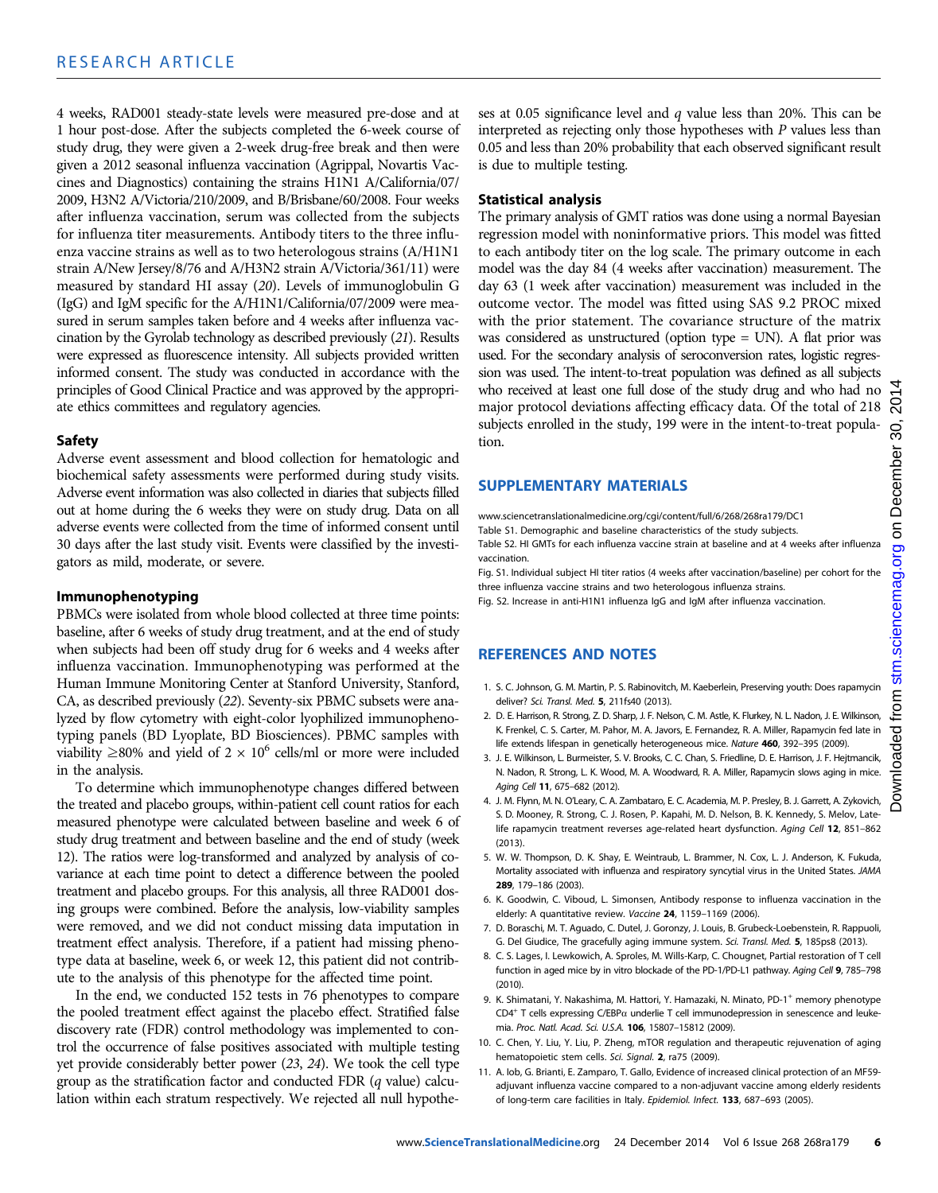4 weeks, RAD001 steady-state levels were measured pre-dose and at 1 hour post-dose. After the subjects completed the 6-week course of study drug, they were given a 2-week drug-free break and then were given a 2012 seasonal influenza vaccination (Agrippal, Novartis Vaccines and Diagnostics) containing the strains H1N1 A/California/07/2009, H3N2 A/Victoria/210/2009, and B/Brisbane/60/2008. Four weeks after influenza vaccination, serum was collected from the subjects for influenza titer measurements. Antibody titers to the three influenza vaccine strains as well as to two heterologous strains (A/H1N1 strain A/New Jersey/8/76 and A/H3N2 strain A/Victoria/361/11) were measured by standard HI assay (20). Levels of immunoglobulin G (IgG) and IgM specific for the A/H1N1/California/07/2009 were measured in serum samples taken before and 4 weeks after influenza vaccination by the Gyrolab technology as described previously (21). Results were expressed as fluorescence intensity. All subjects provided written informed consent. The study was conducted in accordance with the principles of Good Clinical Practice and was approved by the appropriate ethics committees and regulatory agencies.

### Safety

Adverse event assessment and blood collection for hematologic and biochemical safety assessments were performed during study visits. Adverse event information was also collected in diaries that subjects filled out at home during the 6 weeks they were on study drug. Data on all adverse events were collected from the time of informed consent until 30 days after the last study visit. Events were classified by the investigators as mild, moderate, or severe.

### Immunophenotyping

PBMCs were isolated from whole blood collected at three time points: baseline, after 6 weeks of study drug treatment, and at the end of study when subjects had been off study drug for 6 weeks and 4 weeks after influenza vaccination. Immunophenotyping was performed at the Human Immune Monitoring Center at Stanford University, Stanford, CA, as described previously (22). Seventy-six PBMC subsets were analyzed by flow cytometry with eight-color lyophilized immunophenotyping panels (BD Lyoplate, BD Biosciences). PBMC samples with viability ≥80% and yield of $2 \times 10^6$ cells/ml or more were included in the analysis.

To determine which immunophenotype changes differed between the treated and placebo groups, within-patient cell count ratios for each measured phenotype were calculated between baseline and week 6 of study drug treatment and between baseline and the end of study (week 12). The ratios were log-transformed and analyzed by analysis of covariance at each time point to detect a difference between the pooled treatment and placebo groups. For this analysis, all three RAD001 dosing groups were combined. Before the analysis, low-viability samples were removed, and we did not conduct missing data imputation in treatment effect analysis. Therefore, if a patient had missing phenotype data at baseline, week 6, or week 12, this patient did not contribute to the analysis of this phenotype for the affected time point.

In the end, we conducted 152 tests in 76 phenotypes to compare the pooled treatment effect against the placebo effect. Stratified false discovery rate (FDR) control methodology was implemented to control the occurrence of false positives associated with multiple testing yet provide considerably better power (23, 24). We took the cell type group as the stratification factor and conducted FDR ($q$ value) calculation within each stratum respectively. We rejected all null hypotheses at 0.05 significance level and $q$ value less than 20%. This can be interpreted as rejecting only those hypotheses with $P$ values less than 0.05 and less than 20% probability that each observed significant result is due to multiple testing.

### Statistical analysis

The primary analysis of GMT ratios was done using a normal Bayesian regression model with noninformative priors. This model was fitted to each antibody titer on the log scale. The primary outcome in each model was the day 84 (4 weeks after vaccination) measurement. The day 63 (1 week after vaccination) measurement was included in the outcome vector. The model was fitted using SAS 9.2 PROC mixed with the prior statement. The covariance structure of the matrix was considered as unstructured (option type = UN). A flat prior was used. For the secondary analysis of seroconversion rates, logistic regression was used. The intent-to-treat population was defined as all subjects who received at least one full dose of the study drug and who had no major protocol deviations affecting efficacy data. Of the total of 218 subjects enrolled in the study, 199 were in the intent-to-treat population.

## SUPPLEMENTARY MATERIALS

www.sciencetranslationalmedicine.org/cgi/content/full/6/268/268ra179/DC1

Table S1. Demographic and baseline characteristics of the study subjects.

Table S2. HI GMTs for each influenza vaccine strain at baseline and at 4 weeks after influenza vaccination.

Fig. S1. Individual subject HI titer ratios (4 weeks after vaccination/baseline) per cohort for the three influenza vaccine strains and two heterologous influenza strains.

Fig. S2. Increase in anti-H1N1 influenza IgG and IgM after influenza vaccination.

## REFERENCES AND NOTES

1. S. C. Johnson, G. M. Martin, P. S. Rabinovitch, M. Kaeberlein, Preserving youth: Does rapamycin deliver? *Sci. Transl. Med.* **5**, 211fs40 (2013).
2. D. E. Harrison, R. Strong, Z. D. Sharp, J. F. Nelson, C. M. Astle, K. Flurkey, N. L. Nadon, J. E. Wilkinson, K. Frenkel, C. S. Carter, M. Pahor, M. A. Javors, E. Fernandez, R. A. Miller, Rapamycin fed late in life extends lifespan in genetically heterogeneous mice. *Nature* **460**, 392–395 (2009).
3. J. E. Wilkinson, L. Burmeister, S. V. Brooks, C. C. Chan, S. Friedline, D. E. Harrison, J. F. Hejtmancik, N. Nadon, R. Strong, L. K. Wood, M. A. Woodward, R. A. Miller, Rapamycin slows aging in mice. *Aging Cell* **11**, 675–682 (2012).
4. J. M. Flynn, M. N. O'Leary, C. A. Zambataro, E. C. Academia, M. P. Presley, B. J. Garrett, A. Zykovich, S. D. Mooney, R. Strong, C. J. Rosen, P. Kapahi, M. D. Nelson, B. K. Kennedy, S. Melov, Late-life rapamycin treatment reverses age-related heart dysfunction. *Aging Cell* **12**, 851–862 (2013).
5. W. W. Thompson, D. K. Shay, E. Weintraub, L. Brammer, N. Cox, L. J. Anderson, K. Fukuda, Mortality associated with influenza and respiratory syncytial virus in the United States. *JAMA* **289**, 179–186 (2003).
6. K. Goodwin, C. Viboud, L. Simonsen, Antibody response to influenza vaccination in the elderly: A quantitative review. *Vaccine* **24**, 1159–1169 (2006).
7. D. Boraschi, M. T. Aguado, C. Dutel, J. Goronzy, J. Louis, B. Grubeck-Loebenstein, R. Rappuoli, G. Del Giudice, The gracefully aging immune system. *Sci. Transl. Med.* **5**, 185ps8 (2013).
8. C. S. Lages, I. Lewkowich, A. Sproles, M. Wills-Karp, C. Chougnet, Partial restoration of T cell function in aged mice by in vitro blockade of the PD-1/PD-L1 pathway. *Aging Cell* **9**, 785–798 (2010).
9. K. Shimatani, Y. Nakashima, M. Hattori, Y. Hamazaki, N. Minato, PD-1$^+$ memory phenotype CD4$^+$ T cells expressing C/EBPα underlie T cell immunodepression in senescence and leukemia. *Proc. Natl. Acad. Sci. U.S.A.* **106**, 15807–15812 (2009).
10. C. Chen, Y. Liu, Y. Liu, P. Zheng, mTOR regulation and therapeutic rejuvenation of aging hematopoietic stem cells. *Sci. Signal.* **2**, ra75 (2009).
11. A. Iob, G. Brianti, E. Zamparo, T. Gallo, Evidence of increased clinical protection of an MF59-adjuvant influenza vaccine compared to a non-adjuvant vaccine among elderly residents of long-term care facilities in Italy. *Epidemiol. Infect.* **133**, 687–693 (2005).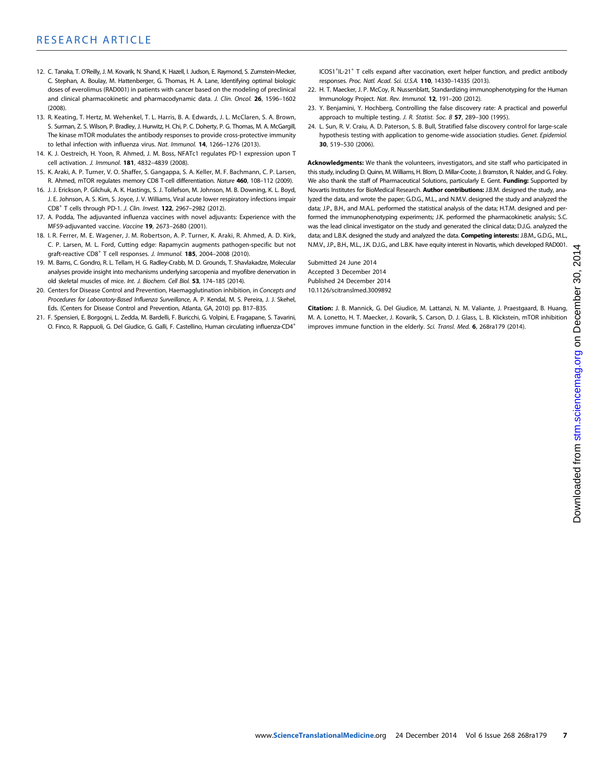12. C. Tanaka, T. O'Reilly, J. M. Kovarik, N. Shand, K. Hazell, I. Judson, E. Raymond, S. Zumstein-Mecker, C. Stephan, A. Boulay, M. Hattenberger, G. Thomas, H. A. Lane, Identifying optimal biologic doses of everolimus (RAD001) in patients with cancer based on the modeling of preclinical and clinical pharmacokinetic and pharmacodynamic data. *J. Clin. Oncol.* **26**, 1596–1602 (2008).
13. R. Keating, T. Hertz, M. Wehenkel, T. L. Harris, B. A. Edwards, J. L. McClaren, S. A. Brown, S. Surman, Z. S. Wilson, P. Bradley, J. Hurwitz, H. Chi, P. C. Doherty, P. G. Thomas, M. A. McGargill, The kinase mTOR modulates the antibody responses to provide cross-protective immunity to lethal infection with influenza virus. *Nat. Immunol.* **14**, 1266–1276 (2013).
14. K. J. Oestreich, H. Yoon, R. Ahmed, J. M. Boss, NFATc1 regulates PD-1 expression upon T cell activation. *J. Immunol.* **181**, 4832–4839 (2008).
15. K. Araki, A. P. Turner, V. O. Shaffer, S. Gangappa, S. A. Keller, M. F. Bachmann, C. P. Larsen, R. Ahmed, mTOR regulates memory CD8 T-cell differentiation. *Nature* **460**, 108–112 (2009).
16. J. J. Erickson, P. Gilchuk, A. K. Hastings, S. J. Tollefson, M. Johnson, M. B. Downing, K. L. Boyd, J. E. Johnson, A. S. Kim, S. Joyce, J. V. Williams, Viral acute lower respiratory infections impair $CD8^+$ T cells through PD-1. *J. Clin. Invest.* **122**, 2967–2982 (2012).
17. A. Podda, The adjuvanted influenza vaccines with novel adjuvants: Experience with the MF59-adjuvanted vaccine. *Vaccine* **19**, 2673–2680 (2001).
18. I. R. Ferrer, M. E. Wagener, J. M. Robertson, A. P. Turner, K. Araki, R. Ahmed, A. D. Kirk, C. P. Larsen, M. L. Ford, Cutting edge: Rapamycin augments pathogen-specific but not graft-reactive $CD8^+$ T cell responses. *J. Immunol.* **185**, 2004–2008 (2010).
19. M. Barns, C. Gondro, R. L. Tellam, H. G. Radley-Crabb, M. D. Grounds, T. Shavlakadze, Molecular analyses provide insight into mechanisms underlying sarcopenia and myofibre denervation in old skeletal muscles of mice. *Int. J. Biochem. Cell Biol.* **53**, 174–185 (2014).
20. Centers for Disease Control and Prevention, Haemagglutination inhibition, in *Concepts and Procedures for Laboratory-Based Influenza Surveillance*, A. P. Kendal, M. S. Pereira, J. J. Skehel, Eds. (Centers for Disease Control and Prevention, Atlanta, GA, 2010) pp. B17–B35.
21. F. Spensieri, E. Borgogni, L. Zedda, M. Bardelli, F. Buricchi, G. Volpini, E. Fragapane, S. Tavarini, O. Finco, R. Rappuoli, G. Del Giudice, G. Galli, F. Castellino, Human circulating influenza-$CD4^+$ $ICOS1^+IL\text{-}21^+$ T cells expand after vaccination, exert helper function, and predict antibody responses. *Proc. Natl. Acad. Sci. U.S.A.* **110**, 14330–14335 (2013).
22. H. T. Maecker, J. P. McCoy, R. Nussenblatt, Standardizing immunophenotyping for the Human Immunology Project. *Nat. Rev. Immunol.* **12**, 191–200 (2012).
23. Y. Benjamini, Y. Hochberg, Controlling the false discovery rate: A practical and powerful approach to multiple testing. *J. R. Statist. Soc. B* **57**, 289–300 (1995).
24. L. Sun, R. V. Craiu, A. D. Paterson, S. B. Bull, Stratified false discovery control for large-scale hypothesis testing with application to genome-wide association studies. *Genet. Epidemiol.* **30**, 519–530 (2006).

**Acknowledgments:** We thank the volunteers, investigators, and site staff who participated in this study, including D. Quinn, M. Williams, H. Blom, D. Millar-Coote, J. Bramston, R. Nalder, and G. Foley. We also thank the staff of Pharmaceutical Solutions, particularly E. Gent. **Funding:** Supported by Novartis Institutes for BioMedical Research. **Author contributions:** J.B.M. designed the study, analyzed the data, and wrote the paper; G.D.G., M.L., and N.M.V. designed the study and analyzed the data; J.P., B.H., and M.A.L. performed the statistical analysis of the data; H.T.M. designed and performed the immunophenotyping experiments; J.K. performed the pharmacokinetic analysis; S.C. was the lead clinical investigator on the study and generated the clinical data; D.J.G. analyzed the data; and L.B.K. designed the study and analyzed the data. **Competing interests:** J.B.M., G.D.G., M.L., N.M.V., J.P., B.H., M.L., J.K. D.J.G., and L.B.K. have equity interest in Novartis, which developed RAD001.

Submitted 24 June 2014
Accepted 3 December 2014
Published 24 December 2014
10.1126/scitranslmed.3009892

**Citation:** J. B. Mannick, G. Del Giudice, M. Lattanzi, N. M. Valiante, J. Praestgaard, B. Huang, M. A. Lonetto, H. T. Maecker, J. Kovarik, S. Carson, D. J. Glass, L. B. Klickstein, mTOR inhibition improves immune function in the elderly. *Sci. Transl. Med.* **6**, 268ra179 (2014).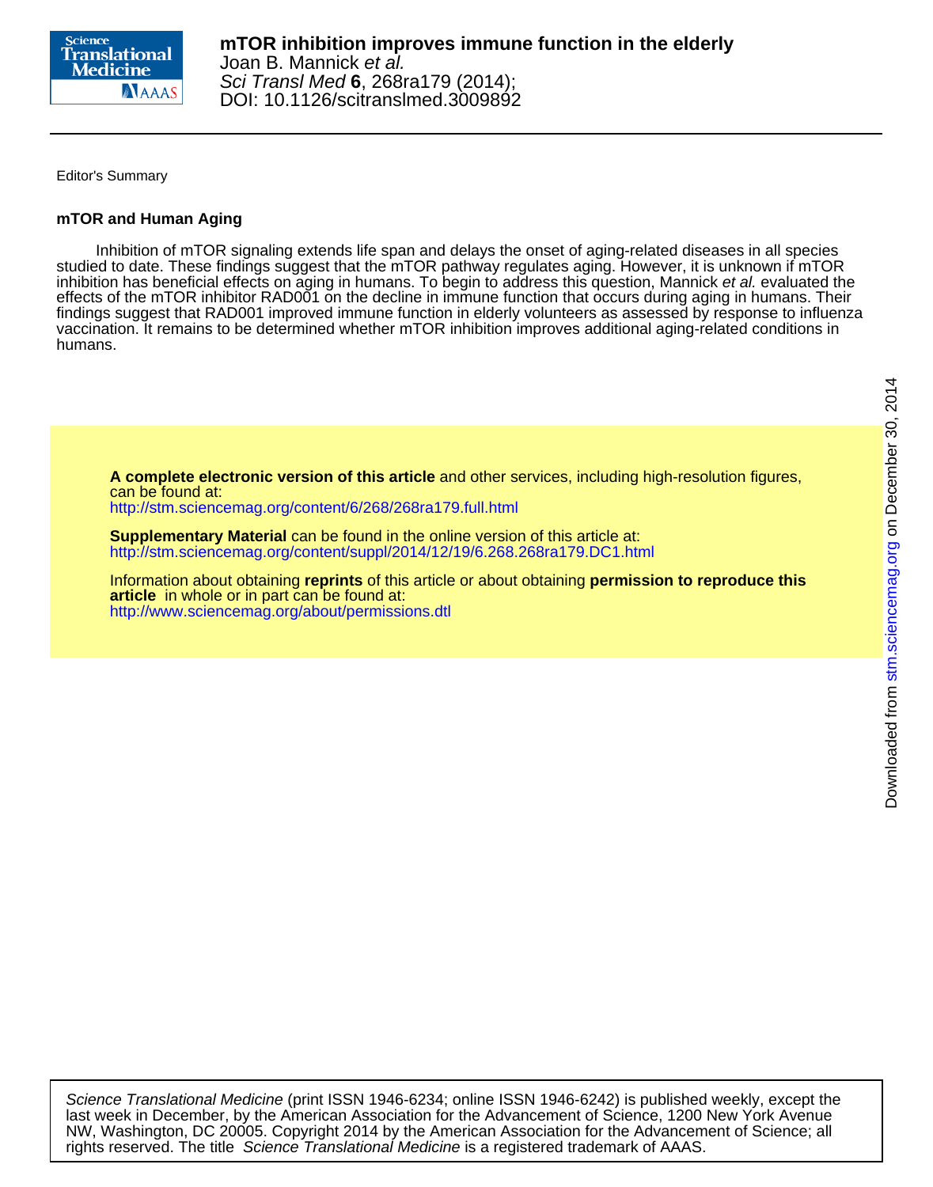**mTOR inhibition improves immune function in the elderly**
Joan B. Mannick *et al.*
*Sci Transl Med* **6**, 268ra179 (2014);
DOI: 10.1126/scitranslmed.3009892

Editor's Summary

**mTOR and Human Aging**

Inhibition of mTOR signaling extends life span and delays the onset of aging-related diseases in all species studied to date. These findings suggest that the mTOR pathway regulates aging. However, it is unknown if mTOR inhibition has beneficial effects on aging in humans. To begin to address this question, Mannick *et al.* evaluated the effects of the mTOR inhibitor RAD001 on the decline in immune function that occurs during aging in humans. Their findings suggest that RAD001 improved immune function in elderly volunteers as assessed by response to influenza vaccination. It remains to be determined whether mTOR inhibition improves additional aging-related conditions in humans.

**A complete electronic version of this article** and other services, including high-resolution figures, can be found at:
http://stm.sciencemag.org/content/6/268/268ra179.full.html

**Supplementary Material** can be found in the online version of this article at:
http://stm.sciencemag.org/content/suppl/2014/12/19/6.268.268ra179.DC1.html

Information about obtaining **reprints** of this article or about obtaining **permission to reproduce this article** in whole or in part can be found at:
http://www.sciencemag.org/about/permissions.dtl

*Science Translational Medicine* (print ISSN 1946-6234; online ISSN 1946-6242) is published weekly, except the last week in December, by the American Association for the Advancement of Science, 1200 New York Avenue NW, Washington, DC 20005. Copyright 2014 by the American Association for the Advancement of Science; all rights reserved. The title *Science Translational Medicine* is a registered trademark of AAAS.